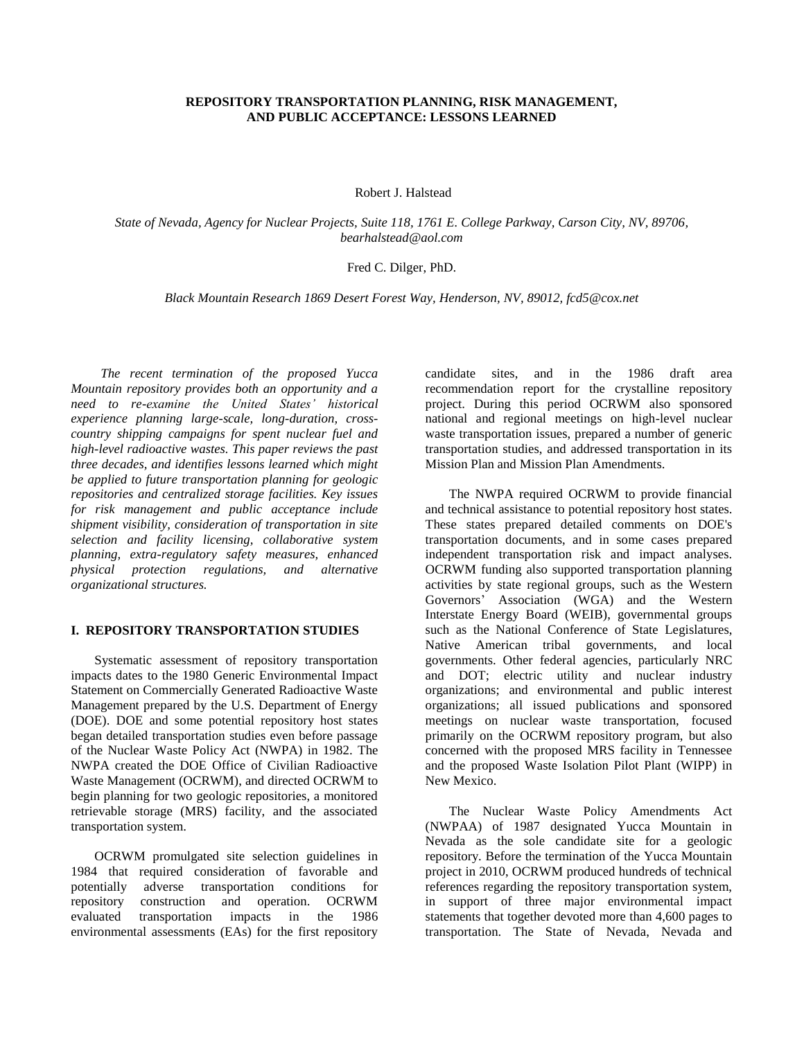# REPOSITORY TRANSPORTATION PLANNING, RISK MANAGEMENT, AND PUBLIC ACCEPTANCE: LESSONS LEARNED

Robert J. Halstead

*State of Nevada, Agency for Nuclear Projects, Suite 118, 1761 E. College Parkway, Carson City, NV, 89706, bearhalstead@aol.com*

Fred C. Dilger, PhD.

*Black Mountain Research 1869 Desert Forest Way, Henderson, NV, 89012, fcd5@cox.net*

*The recent termination of the proposed Yucca Mountain repository provides both an opportunity and a need to re-examine the United States' historical experience planning large-scale, long-duration, cross-country shipping campaigns for spent nuclear fuel and high-level radioactive wastes. This paper reviews the past three decades, and identifies lessons learned which might be applied to future transportation planning for geologic repositories and centralized storage facilities. Key issues for risk management and public acceptance include shipment visibility, consideration of transportation in site selection and facility licensing, collaborative system planning, extra-regulatory safety measures, enhanced physical protection regulations, and alternative organizational structures.*

## I. REPOSITORY TRANSPORTATION STUDIES

Systematic assessment of repository transportation impacts dates to the 1980 Generic Environmental Impact Statement on Commercially Generated Radioactive Waste Management prepared by the U.S. Department of Energy (DOE). DOE and some potential repository host states began detailed transportation studies even before passage of the Nuclear Waste Policy Act (NWPA) in 1982. The NWPA created the DOE Office of Civilian Radioactive Waste Management (OCRWM), and directed OCRWM to begin planning for two geologic repositories, a monitored retrievable storage (MRS) facility, and the associated transportation system.

OCRWM promulgated site selection guidelines in 1984 that required consideration of favorable and potentially adverse transportation conditions for repository construction and operation. OCRWM evaluated transportation impacts in the 1986 environmental assessments (EAs) for the first repository candidate sites, and in the 1986 draft area recommendation report for the crystalline repository project. During this period OCRWM also sponsored national and regional meetings on high-level nuclear waste transportation issues, prepared a number of generic transportation studies, and addressed transportation in its Mission Plan and Mission Plan Amendments.

The NWPA required OCRWM to provide financial and technical assistance to potential repository host states. These states prepared detailed comments on DOE's transportation documents, and in some cases prepared independent transportation risk and impact analyses. OCRWM funding also supported transportation planning activities by state regional groups, such as the Western Governors' Association (WGA) and the Western Interstate Energy Board (WEIB), governmental groups such as the National Conference of State Legislatures, Native American tribal governments, and local governments. Other federal agencies, particularly NRC and DOT; electric utility and nuclear industry organizations; and environmental and public interest organizations; all issued publications and sponsored meetings on nuclear waste transportation, focused primarily on the OCRWM repository program, but also concerned with the proposed MRS facility in Tennessee and the proposed Waste Isolation Pilot Plant (WIPP) in New Mexico.

The Nuclear Waste Policy Amendments Act (NWPAA) of 1987 designated Yucca Mountain in Nevada as the sole candidate site for a geologic repository. Before the termination of the Yucca Mountain project in 2010, OCRWM produced hundreds of technical references regarding the repository transportation system, in support of three major environmental impact statements that together devoted more than 4,600 pages to transportation. The State of Nevada, Nevada and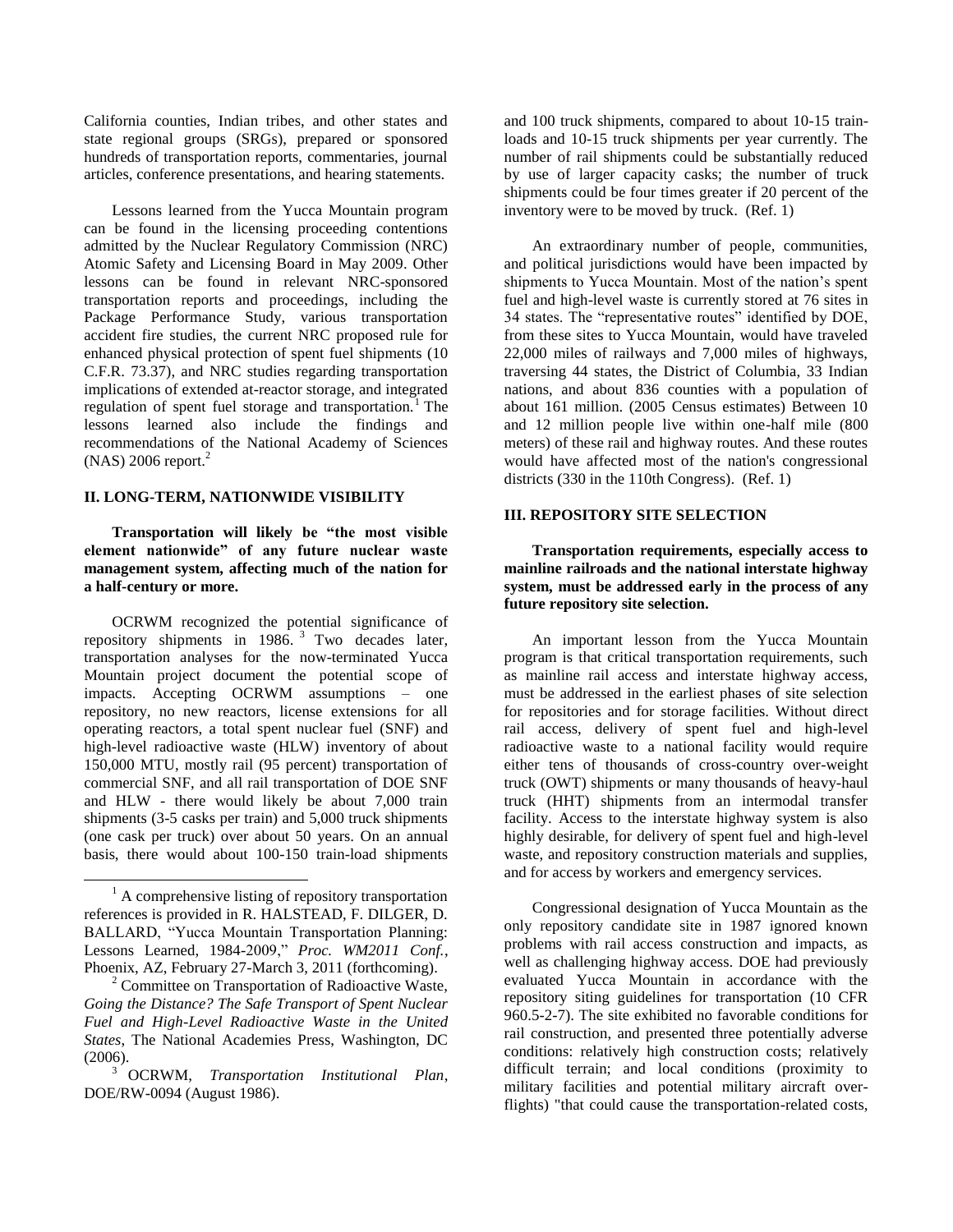California counties, Indian tribes, and other states and state regional groups (SRGs), prepared or sponsored hundreds of transportation reports, commentaries, journal articles, conference presentations, and hearing statements.

Lessons learned from the Yucca Mountain program can be found in the licensing proceeding contentions admitted by the Nuclear Regulatory Commission (NRC) Atomic Safety and Licensing Board in May 2009. Other lessons can be found in relevant NRC-sponsored transportation reports and proceedings, including the Package Performance Study, various transportation accident fire studies, the current NRC proposed rule for enhanced physical protection of spent fuel shipments (10 C.F.R. 73.37), and NRC studies regarding transportation implications of extended at-reactor storage, and integrated regulation of spent fuel storage and transportation.[1] The lessons learned also include the findings and recommendations of the National Academy of Sciences (NAS) 2006 report.[2]

## II. LONG-TERM, NATIONWIDE VISIBILITY

**Transportation will likely be "the most visible element nationwide" of any future nuclear waste management system, affecting much of the nation for a half-century or more.**

OCRWM recognized the potential significance of repository shipments in 1986.[3] Two decades later, transportation analyses for the now-terminated Yucca Mountain project document the potential scope of impacts. Accepting OCRWM assumptions – one repository, no new reactors, license extensions for all operating reactors, a total spent nuclear fuel (SNF) and high-level radioactive waste (HLW) inventory of about 150,000 MTU, mostly rail (95 percent) transportation of commercial SNF, and all rail transportation of DOE SNF and HLW - there would likely be about 7,000 train shipments (3-5 casks per train) and 5,000 truck shipments (one cask per truck) over about 50 years. On an annual basis, there would about 100-150 train-load shipments and 100 truck shipments, compared to about 10-15 train-loads and 10-15 truck shipments per year currently. The number of rail shipments could be substantially reduced by use of larger capacity casks; the number of truck shipments could be four times greater if 20 percent of the inventory were to be moved by truck. (Ref. 1)

An extraordinary number of people, communities, and political jurisdictions would have been impacted by shipments to Yucca Mountain. Most of the nation's spent fuel and high-level waste is currently stored at 76 sites in 34 states. The "representative routes" identified by DOE, from these sites to Yucca Mountain, would have traveled 22,000 miles of railways and 7,000 miles of highways, traversing 44 states, the District of Columbia, 33 Indian nations, and about 836 counties with a population of about 161 million. (2005 Census estimates) Between 10 and 12 million people live within one-half mile (800 meters) of these rail and highway routes. And these routes would have affected most of the nation's congressional districts (330 in the 110th Congress). (Ref. 1)

## III. REPOSITORY SITE SELECTION

**Transportation requirements, especially access to mainline railroads and the national interstate highway system, must be addressed early in the process of any future repository site selection.**

An important lesson from the Yucca Mountain program is that critical transportation requirements, such as mainline rail access and interstate highway access, must be addressed in the earliest phases of site selection for repositories and for storage facilities. Without direct rail access, delivery of spent fuel and high-level radioactive waste to a national facility would require either tens of thousands of cross-country over-weight truck (OWT) shipments or many thousands of heavy-haul truck (HHT) shipments from an intermodal transfer facility. Access to the interstate highway system is also highly desirable, for delivery of spent fuel and high-level waste, and repository construction materials and supplies, and for access by workers and emergency services.

Congressional designation of Yucca Mountain as the only repository candidate site in 1987 ignored known problems with rail access construction and impacts, as well as challenging highway access. DOE had previously evaluated Yucca Mountain in accordance with the repository siting guidelines for transportation (10 CFR 960.5-2-7). The site exhibited no favorable conditions for rail construction, and presented three potentially adverse conditions: relatively high construction costs; relatively difficult terrain; and local conditions (proximity to military facilities and potential military aircraft over-flights) "that could cause the transportation-related costs,

---

[1] A comprehensive listing of repository transportation references is provided in R. HALSTEAD, F. DILGER, D. BALLARD, "Yucca Mountain Transportation Planning: Lessons Learned, 1984-2009," *Proc. WM2011 Conf.*, Phoenix, AZ, February 27-March 3, 2011 (forthcoming).

[2] Committee on Transportation of Radioactive Waste, *Going the Distance? The Safe Transport of Spent Nuclear Fuel and High-Level Radioactive Waste in the United States*, The National Academies Press, Washington, DC (2006).

[3] OCRWM, *Transportation Institutional Plan*, DOE/RW-0094 (August 1986).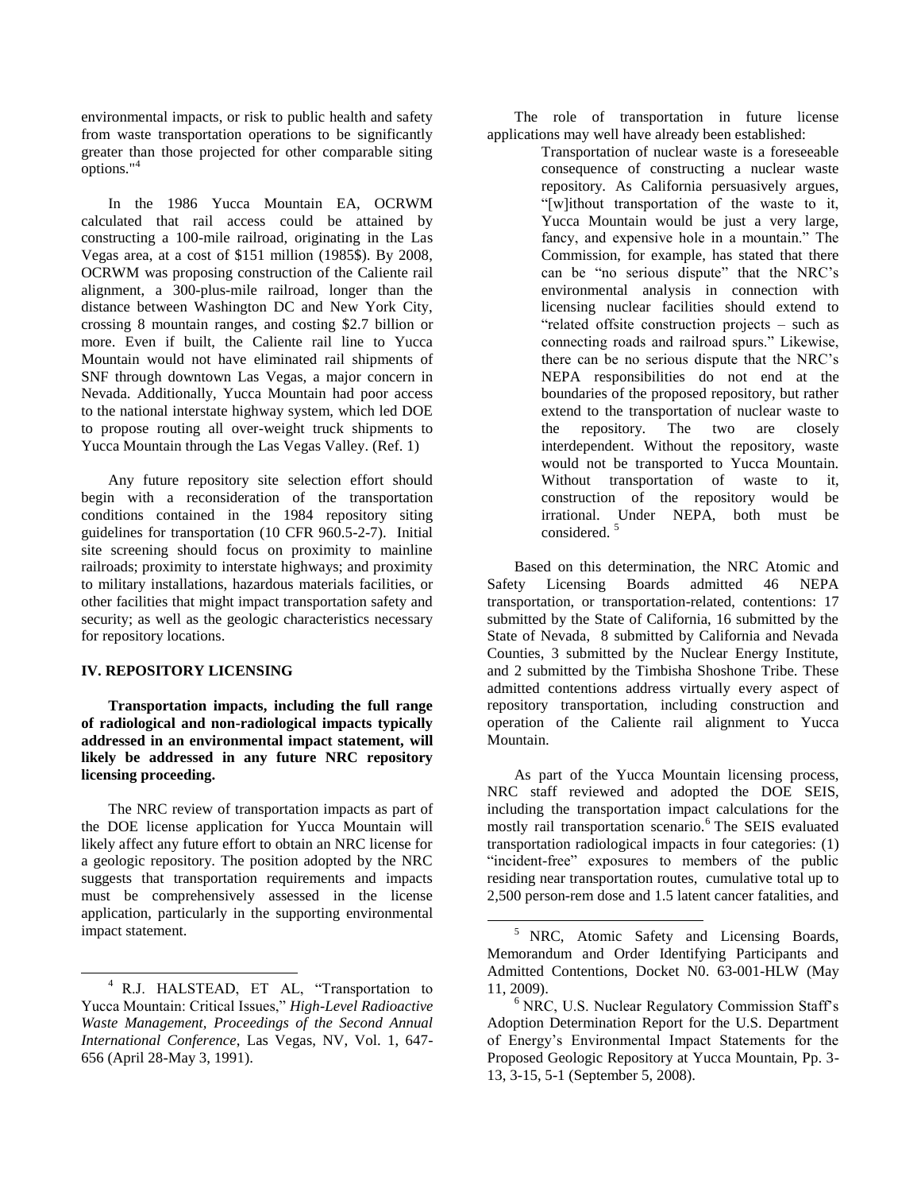environmental impacts, or risk to public health and safety from waste transportation operations to be significantly greater than those projected for other comparable siting options."[4]

In the 1986 Yucca Mountain EA, OCRWM calculated that rail access could be attained by constructing a 100-mile railroad, originating in the Las Vegas area, at a cost of $151 million (1985$). By 2008, OCRWM was proposing construction of the Caliente rail alignment, a 300-plus-mile railroad, longer than the distance between Washington DC and New York City, crossing 8 mountain ranges, and costing $2.7 billion or more. Even if built, the Caliente rail line to Yucca Mountain would not have eliminated rail shipments of SNF through downtown Las Vegas, a major concern in Nevada. Additionally, Yucca Mountain had poor access to the national interstate highway system, which led DOE to propose routing all over-weight truck shipments to Yucca Mountain through the Las Vegas Valley. (Ref. 1)

Any future repository site selection effort should begin with a reconsideration of the transportation conditions contained in the 1984 repository siting guidelines for transportation (10 CFR 960.5-2-7). Initial site screening should focus on proximity to mainline railroads; proximity to interstate highways; and proximity to military installations, hazardous materials facilities, or other facilities that might impact transportation safety and security; as well as the geologic characteristics necessary for repository locations.

## IV. REPOSITORY LICENSING

**Transportation impacts, including the full range of radiological and non-radiological impacts typically addressed in an environmental impact statement, will likely be addressed in any future NRC repository licensing proceeding.**

The NRC review of transportation impacts as part of the DOE license application for Yucca Mountain will likely affect any future effort to obtain an NRC license for a geologic repository. The position adopted by the NRC suggests that transportation requirements and impacts must be comprehensively assessed in the license application, particularly in the supporting environmental impact statement.

The role of transportation in future license applications may well have already been established:

> Transportation of nuclear waste is a foreseeable consequence of constructing a nuclear waste repository. As California persuasively argues, "[w]ithout transportation of the waste to it, Yucca Mountain would be just a very large, fancy, and expensive hole in a mountain." The Commission, for example, has stated that there can be "no serious dispute" that the NRC's environmental analysis in connection with licensing nuclear facilities should extend to "related offsite construction projects – such as connecting roads and railroad spurs." Likewise, there can be no serious dispute that the NRC's NEPA responsibilities do not end at the boundaries of the proposed repository, but rather extend to the transportation of nuclear waste to the repository. The two are closely interdependent. Without the repository, waste would not be transported to Yucca Mountain. Without transportation of waste to it, construction of the repository would be irrational. Under NEPA, both must be considered.[5]

Based on this determination, the NRC Atomic and Safety Licensing Boards admitted 46 NEPA transportation, or transportation-related, contentions: 17 submitted by the State of California, 16 submitted by the State of Nevada, 8 submitted by California and Nevada Counties, 3 submitted by the Nuclear Energy Institute, and 2 submitted by the Timbisha Shoshone Tribe. These admitted contentions address virtually every aspect of repository transportation, including construction and operation of the Caliente rail alignment to Yucca Mountain.

As part of the Yucca Mountain licensing process, NRC staff reviewed and adopted the DOE SEIS, including the transportation impact calculations for the mostly rail transportation scenario.[6] The SEIS evaluated transportation radiological impacts in four categories: (1) "incident-free" exposures to members of the public residing near transportation routes, cumulative total up to 2,500 person-rem dose and 1.5 latent cancer fatalities, and

---

[4] R.J. HALSTEAD, ET AL, "Transportation to Yucca Mountain: Critical Issues," *High-Level Radioactive Waste Management, Proceedings of the Second Annual International Conference*, Las Vegas, NV, Vol. 1, 647-656 (April 28-May 3, 1991).

[5] NRC, Atomic Safety and Licensing Boards, Memorandum and Order Identifying Participants and Admitted Contentions, Docket N0. 63-001-HLW (May 11, 2009).

[6] NRC, U.S. Nuclear Regulatory Commission Staff's Adoption Determination Report for the U.S. Department of Energy's Environmental Impact Statements for the Proposed Geologic Repository at Yucca Mountain, Pp. 3-13, 3-15, 5-1 (September 5, 2008).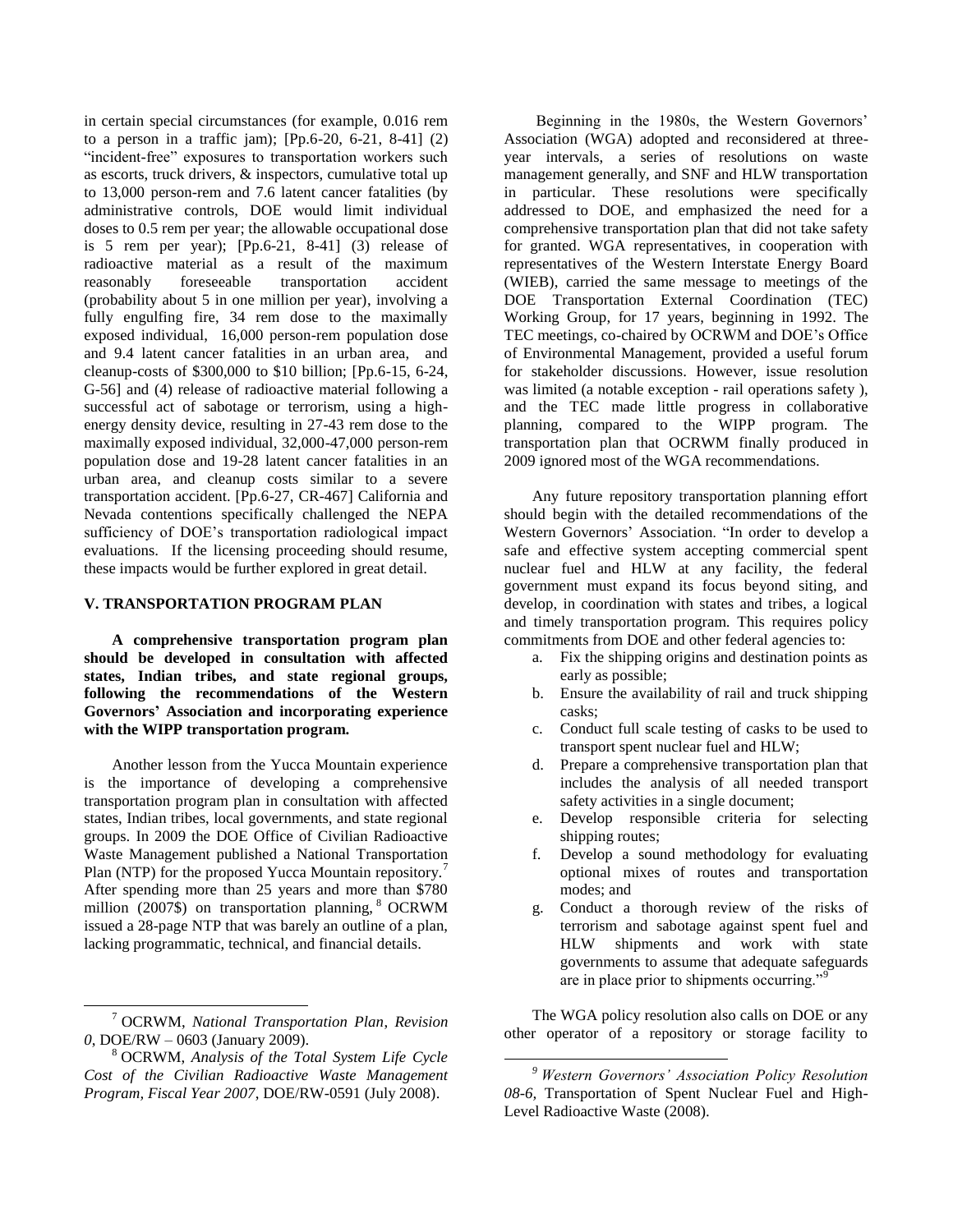in certain special circumstances (for example, 0.016 rem to a person in a traffic jam); [Pp.6-20, 6-21, 8-41] (2) "incident-free" exposures to transportation workers such as escorts, truck drivers, & inspectors, cumulative total up to 13,000 person-rem and 7.6 latent cancer fatalities (by administrative controls, DOE would limit individual doses to 0.5 rem per year; the allowable occupational dose is 5 rem per year); [Pp.6-21, 8-41] (3) release of radioactive material as a result of the maximum reasonably foreseeable transportation accident (probability about 5 in one million per year), involving a fully engulfing fire, 34 rem dose to the maximally exposed individual, 16,000 person-rem population dose and 9.4 latent cancer fatalities in an urban area, and cleanup-costs of \$300,000 to \$10 billion; [Pp.6-15, 6-24, G-56] and (4) release of radioactive material following a successful act of sabotage or terrorism, using a high-energy density device, resulting in 27-43 rem dose to the maximally exposed individual, 32,000-47,000 person-rem population dose and 19-28 latent cancer fatalities in an urban area, and cleanup costs similar to a severe transportation accident. [Pp.6-27, CR-467] California and Nevada contentions specifically challenged the NEPA sufficiency of DOE's transportation radiological impact evaluations. If the licensing proceeding should resume, these impacts would be further explored in great detail.

## V. TRANSPORTATION PROGRAM PLAN

**A comprehensive transportation program plan should be developed in consultation with affected states, Indian tribes, and state regional groups, following the recommendations of the Western Governors' Association and incorporating experience with the WIPP transportation program.**

Another lesson from the Yucca Mountain experience is the importance of developing a comprehensive transportation program plan in consultation with affected states, Indian tribes, local governments, and state regional groups. In 2009 the DOE Office of Civilian Radioactive Waste Management published a National Transportation Plan (NTP) for the proposed Yucca Mountain repository.[7] After spending more than 25 years and more than \$780 million (2007\$) on transportation planning,[8] OCRWM issued a 28-page NTP that was barely an outline of a plan, lacking programmatic, technical, and financial details.

Beginning in the 1980s, the Western Governors' Association (WGA) adopted and reconsidered at three-year intervals, a series of resolutions on waste management generally, and SNF and HLW transportation in particular. These resolutions were specifically addressed to DOE, and emphasized the need for a comprehensive transportation plan that did not take safety for granted. WGA representatives, in cooperation with representatives of the Western Interstate Energy Board (WIEB), carried the same message to meetings of the DOE Transportation External Coordination (TEC) Working Group, for 17 years, beginning in 1992. The TEC meetings, co-chaired by OCRWM and DOE's Office of Environmental Management, provided a useful forum for stakeholder discussions. However, issue resolution was limited (a notable exception - rail operations safety ), and the TEC made little progress in collaborative planning, compared to the WIPP program. The transportation plan that OCRWM finally produced in 2009 ignored most of the WGA recommendations.

Any future repository transportation planning effort should begin with the detailed recommendations of the Western Governors' Association. "In order to develop a safe and effective system accepting commercial spent nuclear fuel and HLW at any facility, the federal government must expand its focus beyond siting, and develop, in coordination with states and tribes, a logical and timely transportation program. This requires policy commitments from DOE and other federal agencies to:

a. Fix the shipping origins and destination points as early as possible;
b. Ensure the availability of rail and truck shipping casks;
c. Conduct full scale testing of casks to be used to transport spent nuclear fuel and HLW;
d. Prepare a comprehensive transportation plan that includes the analysis of all needed transport safety activities in a single document;
e. Develop responsible criteria for selecting shipping routes;
f. Develop a sound methodology for evaluating optional mixes of routes and transportation modes; and
g. Conduct a thorough review of the risks of terrorism and sabotage against spent fuel and HLW shipments and work with state governments to assume that adequate safeguards are in place prior to shipments occurring."[9]

The WGA policy resolution also calls on DOE or any other operator of a repository or storage facility to

---

[7] OCRWM, *National Transportation Plan, Revision 0*, DOE/RW – 0603 (January 2009).

[8] OCRWM, *Analysis of the Total System Life Cycle Cost of the Civilian Radioactive Waste Management Program, Fiscal Year 2007*, DOE/RW-0591 (July 2008).

[9] *Western Governors' Association Policy Resolution 08-6,* Transportation of Spent Nuclear Fuel and High-Level Radioactive Waste (2008).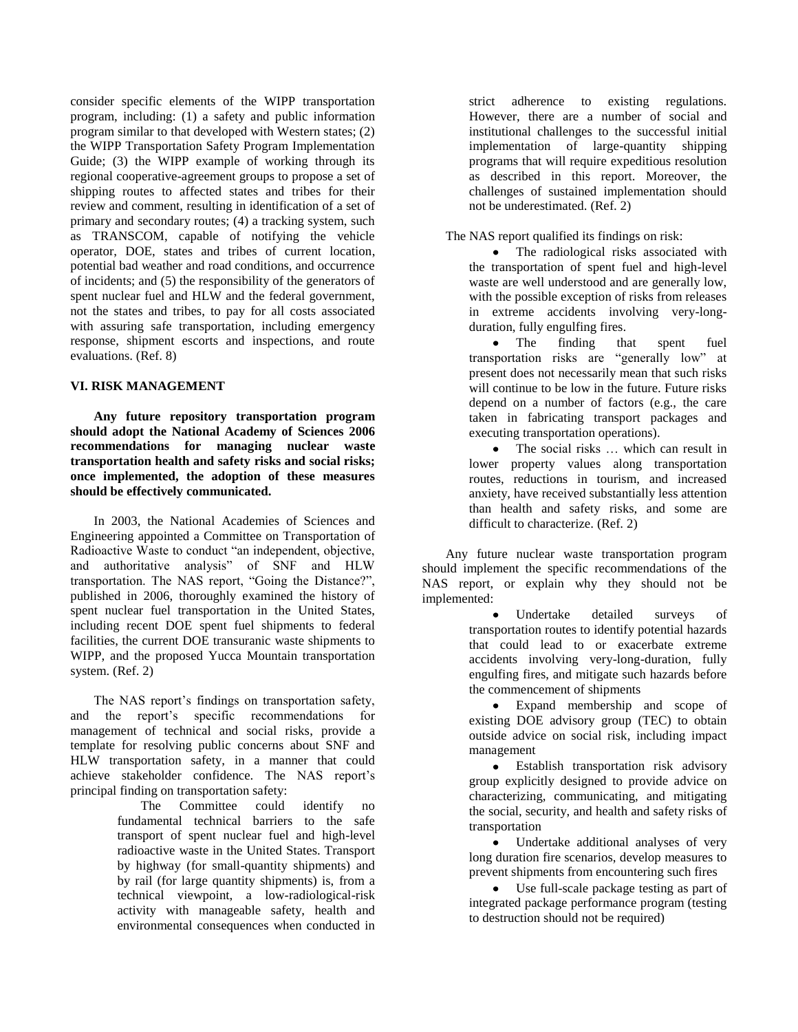consider specific elements of the WIPP transportation program, including: (1) a safety and public information program similar to that developed with Western states; (2) the WIPP Transportation Safety Program Implementation Guide; (3) the WIPP example of working through its regional cooperative-agreement groups to propose a set of shipping routes to affected states and tribes for their review and comment, resulting in identification of a set of primary and secondary routes; (4) a tracking system, such as TRANSCOM, capable of notifying the vehicle operator, DOE, states and tribes of current location, potential bad weather and road conditions, and occurrence of incidents; and (5) the responsibility of the generators of spent nuclear fuel and HLW and the federal government, not the states and tribes, to pay for all costs associated with assuring safe transportation, including emergency response, shipment escorts and inspections, and route evaluations. (Ref. 8)

## VI. RISK MANAGEMENT

**Any future repository transportation program should adopt the National Academy of Sciences 2006 recommendations for managing nuclear waste transportation health and safety risks and social risks; once implemented, the adoption of these measures should be effectively communicated.**

In 2003, the National Academies of Sciences and Engineering appointed a Committee on Transportation of Radioactive Waste to conduct "an independent, objective, and authoritative analysis" of SNF and HLW transportation. The NAS report, "Going the Distance?", published in 2006, thoroughly examined the history of spent nuclear fuel transportation in the United States, including recent DOE spent fuel shipments to federal facilities, the current DOE transuranic waste shipments to WIPP, and the proposed Yucca Mountain transportation system. (Ref. 2)

The NAS report's findings on transportation safety, and the report's specific recommendations for management of technical and social risks, provide a template for resolving public concerns about SNF and HLW transportation safety, in a manner that could achieve stakeholder confidence. The NAS report's principal finding on transportation safety:

> The Committee could identify no fundamental technical barriers to the safe transport of spent nuclear fuel and high-level radioactive waste in the United States. Transport by highway (for small-quantity shipments) and by rail (for large quantity shipments) is, from a technical viewpoint, a low-radiological-risk activity with manageable safety, health and environmental consequences when conducted in strict adherence to existing regulations. However, there are a number of social and institutional challenges to the successful initial implementation of large-quantity shipping programs that will require expeditious resolution as described in this report. Moreover, the challenges of sustained implementation should not be underestimated. (Ref. 2)

The NAS report qualified its findings on risk:

- The radiological risks associated with the transportation of spent fuel and high-level waste are well understood and are generally low, with the possible exception of risks from releases in extreme accidents involving very-long-duration, fully engulfing fires.
- The finding that spent fuel transportation risks are "generally low" at present does not necessarily mean that such risks will continue to be low in the future. Future risks depend on a number of factors (e.g., the care taken in fabricating transport packages and executing transportation operations).
- The social risks … which can result in lower property values along transportation routes, reductions in tourism, and increased anxiety, have received substantially less attention than health and safety risks, and some are difficult to characterize. (Ref. 2)

Any future nuclear waste transportation program should implement the specific recommendations of the NAS report, or explain why they should not be implemented:

- Undertake detailed surveys of transportation routes to identify potential hazards that could lead to or exacerbate extreme accidents involving very-long-duration, fully engulfing fires, and mitigate such hazards before the commencement of shipments
- Expand membership and scope of existing DOE advisory group (TEC) to obtain outside advice on social risk, including impact management
- Establish transportation risk advisory group explicitly designed to provide advice on characterizing, communicating, and mitigating the social, security, and health and safety risks of transportation
- Undertake additional analyses of very long duration fire scenarios, develop measures to prevent shipments from encountering such fires
- Use full-scale package testing as part of integrated package performance program (testing to destruction should not be required)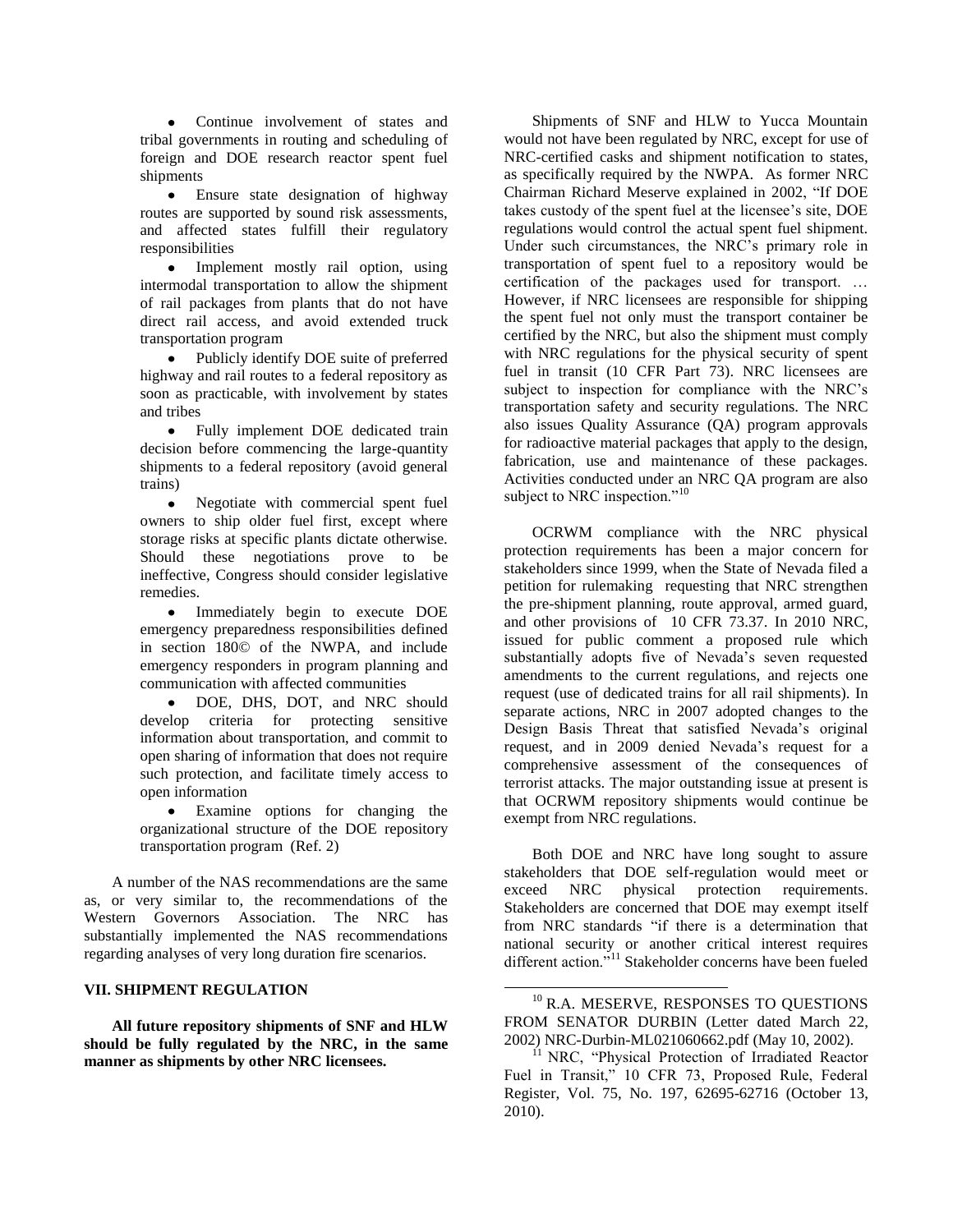- Continue involvement of states and tribal governments in routing and scheduling of foreign and DOE research reactor spent fuel shipments
- Ensure state designation of highway routes are supported by sound risk assessments, and affected states fulfill their regulatory responsibilities
- Implement mostly rail option, using intermodal transportation to allow the shipment of rail packages from plants that do not have direct rail access, and avoid extended truck transportation program
- Publicly identify DOE suite of preferred highway and rail routes to a federal repository as soon as practicable, with involvement by states and tribes
- Fully implement DOE dedicated train decision before commencing the large-quantity shipments to a federal repository (avoid general trains)
- Negotiate with commercial spent fuel owners to ship older fuel first, except where storage risks at specific plants dictate otherwise. Should these negotiations prove to be ineffective, Congress should consider legislative remedies.
- Immediately begin to execute DOE emergency preparedness responsibilities defined in section 180© of the NWPA, and include emergency responders in program planning and communication with affected communities
- DOE, DHS, DOT, and NRC should develop criteria for protecting sensitive information about transportation, and commit to open sharing of information that does not require such protection, and facilitate timely access to open information
- Examine options for changing the organizational structure of the DOE repository transportation program (Ref. 2)

A number of the NAS recommendations are the same as, or very similar to, the recommendations of the Western Governors Association. The NRC has substantially implemented the NAS recommendations regarding analyses of very long duration fire scenarios.

## VII. SHIPMENT REGULATION

**All future repository shipments of SNF and HLW should be fully regulated by the NRC, in the same manner as shipments by other NRC licensees.**

Shipments of SNF and HLW to Yucca Mountain would not have been regulated by NRC, except for use of NRC-certified casks and shipment notification to states, as specifically required by the NWPA. As former NRC Chairman Richard Meserve explained in 2002, "If DOE takes custody of the spent fuel at the licensee's site, DOE regulations would control the actual spent fuel shipment. Under such circumstances, the NRC's primary role in transportation of spent fuel to a repository would be certification of the packages used for transport. … However, if NRC licensees are responsible for shipping the spent fuel not only must the transport container be certified by the NRC, but also the shipment must comply with NRC regulations for the physical security of spent fuel in transit (10 CFR Part 73). NRC licensees are subject to inspection for compliance with the NRC's transportation safety and security regulations. The NRC also issues Quality Assurance (QA) program approvals for radioactive material packages that apply to the design, fabrication, use and maintenance of these packages. Activities conducted under an NRC QA program are also subject to NRC inspection."[10]

OCRWM compliance with the NRC physical protection requirements has been a major concern for stakeholders since 1999, when the State of Nevada filed a petition for rulemaking requesting that NRC strengthen the pre-shipment planning, route approval, armed guard, and other provisions of 10 CFR 73.37. In 2010 NRC, issued for public comment a proposed rule which substantially adopts five of Nevada's seven requested amendments to the current regulations, and rejects one request (use of dedicated trains for all rail shipments). In separate actions, NRC in 2007 adopted changes to the Design Basis Threat that satisfied Nevada's original request, and in 2009 denied Nevada's request for a comprehensive assessment of the consequences of terrorist attacks. The major outstanding issue at present is that OCRWM repository shipments would continue be exempt from NRC regulations.

Both DOE and NRC have long sought to assure stakeholders that DOE self-regulation would meet or exceed NRC physical protection requirements. Stakeholders are concerned that DOE may exempt itself from NRC standards "if there is a determination that national security or another critical interest requires different action."[11] Stakeholder concerns have been fueled

---

[10] R.A. MESERVE, RESPONSES TO QUESTIONS FROM SENATOR DURBIN (Letter dated March 22, 2002) NRC-Durbin-ML021060662.pdf (May 10, 2002).

[11] NRC, "Physical Protection of Irradiated Reactor Fuel in Transit," 10 CFR 73, Proposed Rule, Federal Register, Vol. 75, No. 197, 62695-62716 (October 13, 2010).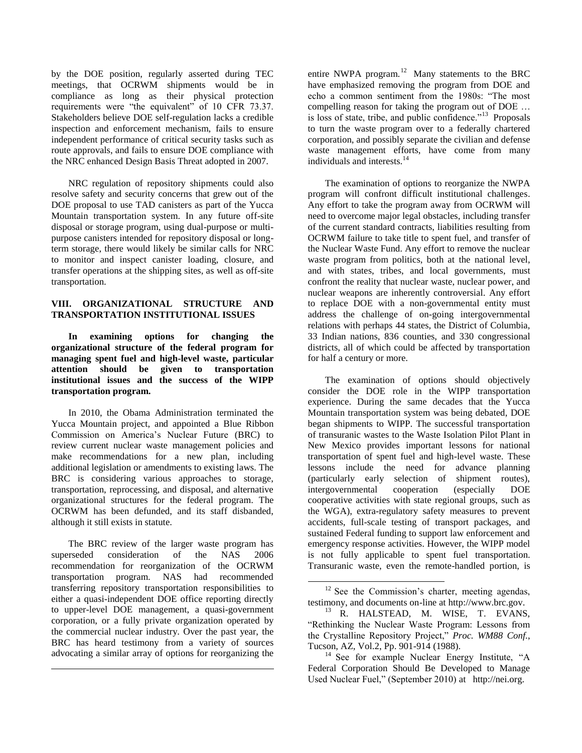by the DOE position, regularly asserted during TEC meetings, that OCRWM shipments would be in compliance as long as their physical protection requirements were "the equivalent" of 10 CFR 73.37. Stakeholders believe DOE self-regulation lacks a credible inspection and enforcement mechanism, fails to ensure independent performance of critical security tasks such as route approvals, and fails to ensure DOE compliance with the NRC enhanced Design Basis Threat adopted in 2007.

NRC regulation of repository shipments could also resolve safety and security concerns that grew out of the DOE proposal to use TAD canisters as part of the Yucca Mountain transportation system. In any future off-site disposal or storage program, using dual-purpose or multi-purpose canisters intended for repository disposal or long-term storage, there would likely be similar calls for NRC to monitor and inspect canister loading, closure, and transfer operations at the shipping sites, as well as off-site transportation.

## VIII. ORGANIZATIONAL STRUCTURE AND TRANSPORTATION INSTITUTIONAL ISSUES

**In examining options for changing the organizational structure of the federal program for managing spent fuel and high-level waste, particular attention should be given to transportation institutional issues and the success of the WIPP transportation program.**

In 2010, the Obama Administration terminated the Yucca Mountain project, and appointed a Blue Ribbon Commission on America's Nuclear Future (BRC) to review current nuclear waste management policies and make recommendations for a new plan, including additional legislation or amendments to existing laws. The BRC is considering various approaches to storage, transportation, reprocessing, and disposal, and alternative organizational structures for the federal program. The OCRWM has been defunded, and its staff disbanded, although it still exists in statute.

The BRC review of the larger waste program has superseded consideration of the NAS 2006 recommendation for reorganization of the OCRWM transportation program. NAS had recommended transferring repository transportation responsibilities to either a quasi-independent DOE office reporting directly to upper-level DOE management, a quasi-government corporation, or a fully private organization operated by the commercial nuclear industry. Over the past year, the BRC has heard testimony from a variety of sources advocating a similar array of options for reorganizing the entire NWPA program.[12] Many statements to the BRC have emphasized removing the program from DOE and echo a common sentiment from the 1980s: "The most compelling reason for taking the program out of DOE … is loss of state, tribe, and public confidence."[13] Proposals to turn the waste program over to a federally chartered corporation, and possibly separate the civilian and defense waste management efforts, have come from many individuals and interests.[14]

The examination of options to reorganize the NWPA program will confront difficult institutional challenges. Any effort to take the program away from OCRWM will need to overcome major legal obstacles, including transfer of the current standard contracts, liabilities resulting from OCRWM failure to take title to spent fuel, and transfer of the Nuclear Waste Fund. Any effort to remove the nuclear waste program from politics, both at the national level, and with states, tribes, and local governments, must confront the reality that nuclear waste, nuclear power, and nuclear weapons are inherently controversial. Any effort to replace DOE with a non-governmental entity must address the challenge of on-going intergovernmental relations with perhaps 44 states, the District of Columbia, 33 Indian nations, 836 counties, and 330 congressional districts, all of which could be affected by transportation for half a century or more.

The examination of options should objectively consider the DOE role in the WIPP transportation experience. During the same decades that the Yucca Mountain transportation system was being debated, DOE began shipments to WIPP. The successful transportation of transuranic wastes to the Waste Isolation Pilot Plant in New Mexico provides important lessons for national transportation of spent fuel and high-level waste. These lessons include the need for advance planning (particularly early selection of shipment routes), intergovernmental cooperation (especially DOE cooperative activities with state regional groups, such as the WGA), extra-regulatory safety measures to prevent accidents, full-scale testing of transport packages, and sustained Federal funding to support law enforcement and emergency response activities. However, the WIPP model is not fully applicable to spent fuel transportation. Transuranic waste, even the remote-handled portion, is

---

[12] See the Commission's charter, meeting agendas, testimony, and documents on-line at http://www.brc.gov.

[13] R. HALSTEAD, M. WISE, T. EVANS, "Rethinking the Nuclear Waste Program: Lessons from the Crystalline Repository Project," *Proc. WM88 Conf.*, Tucson, AZ, Vol.2, Pp. 901-914 (1988).

[14] See for example Nuclear Energy Institute, "A Federal Corporation Should Be Developed to Manage Used Nuclear Fuel," (September 2010) at http://nei.org.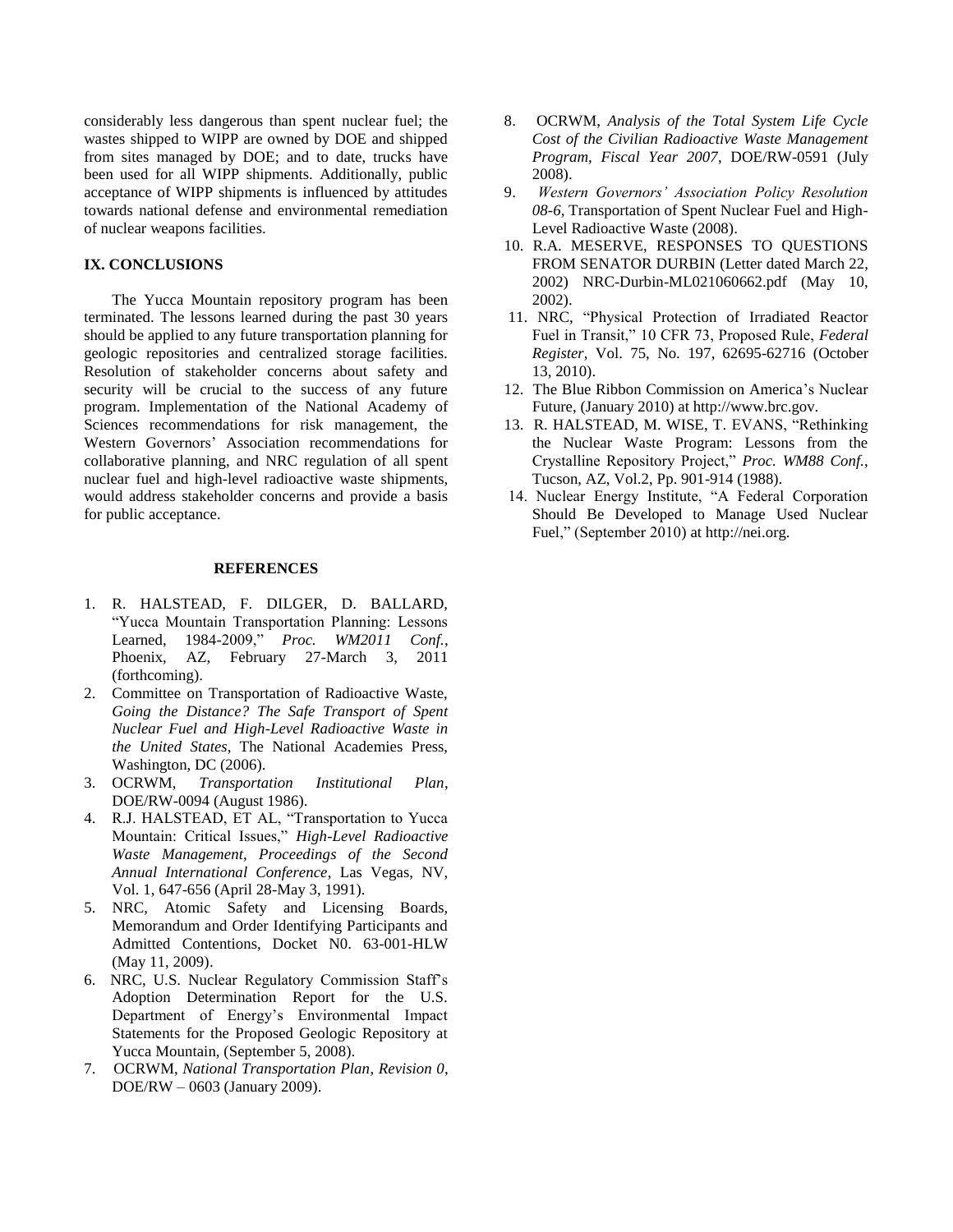considerably less dangerous than spent nuclear fuel; the wastes shipped to WIPP are owned by DOE and shipped from sites managed by DOE; and to date, trucks have been used for all WIPP shipments. Additionally, public acceptance of WIPP shipments is influenced by attitudes towards national defense and environmental remediation of nuclear weapons facilities.

## IX. CONCLUSIONS

The Yucca Mountain repository program has been terminated. The lessons learned during the past 30 years should be applied to any future transportation planning for geologic repositories and centralized storage facilities. Resolution of stakeholder concerns about safety and security will be crucial to the success of any future program. Implementation of the National Academy of Sciences recommendations for risk management, the Western Governors' Association recommendations for collaborative planning, and NRC regulation of all spent nuclear fuel and high-level radioactive waste shipments, would address stakeholder concerns and provide a basis for public acceptance.

## REFERENCES

1. R. HALSTEAD, F. DILGER, D. BALLARD, "Yucca Mountain Transportation Planning: Lessons Learned, 1984-2009," *Proc. WM2011 Conf.*, Phoenix, AZ, February 27-March 3, 2011 (forthcoming).
2. Committee on Transportation of Radioactive Waste, *Going the Distance? The Safe Transport of Spent Nuclear Fuel and High-Level Radioactive Waste in the United States*, The National Academies Press, Washington, DC (2006).
3. OCRWM, *Transportation Institutional Plan*, DOE/RW-0094 (August 1986).
4. R.J. HALSTEAD, ET AL, "Transportation to Yucca Mountain: Critical Issues," *High-Level Radioactive Waste Management, Proceedings of the Second Annual International Conference*, Las Vegas, NV, Vol. 1, 647-656 (April 28-May 3, 1991).
5. NRC, Atomic Safety and Licensing Boards, Memorandum and Order Identifying Participants and Admitted Contentions, Docket N0. 63-001-HLW (May 11, 2009).
6. NRC, U.S. Nuclear Regulatory Commission Staff's Adoption Determination Report for the U.S. Department of Energy's Environmental Impact Statements for the Proposed Geologic Repository at Yucca Mountain, (September 5, 2008).
7. OCRWM, *National Transportation Plan, Revision 0*, DOE/RW – 0603 (January 2009).
8. OCRWM, *Analysis of the Total System Life Cycle Cost of the Civilian Radioactive Waste Management Program, Fiscal Year 2007*, DOE/RW-0591 (July 2008).
9. *Western Governors' Association Policy Resolution 08-6*, Transportation of Spent Nuclear Fuel and High-Level Radioactive Waste (2008).
10. R.A. MESERVE, RESPONSES TO QUESTIONS FROM SENATOR DURBIN (Letter dated March 22, 2002) NRC-Durbin-ML021060662.pdf (May 10, 2002).
11. NRC, "Physical Protection of Irradiated Reactor Fuel in Transit," 10 CFR 73, Proposed Rule, *Federal Register*, Vol. 75, No. 197, 62695-62716 (October 13, 2010).
12. The Blue Ribbon Commission on America's Nuclear Future, (January 2010) at http://www.brc.gov.
13. R. HALSTEAD, M. WISE, T. EVANS, "Rethinking the Nuclear Waste Program: Lessons from the Crystalline Repository Project," *Proc. WM88 Conf.*, Tucson, AZ, Vol.2, Pp. 901-914 (1988).
14. Nuclear Energy Institute, "A Federal Corporation Should Be Developed to Manage Used Nuclear Fuel," (September 2010) at http://nei.org.